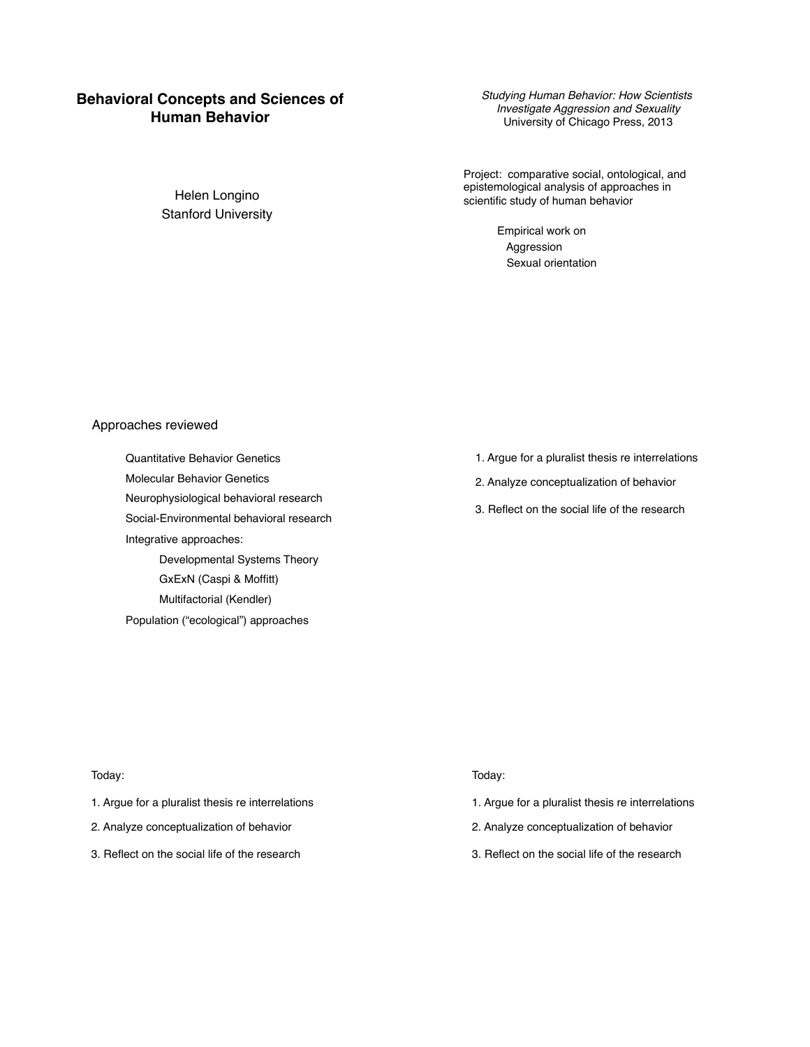# Behavioral Concepts and Sciences of Human Behavior

Helen Longino
Stanford University

*Studying Human Behavior: How Scientists Investigate Aggression and Sexuality*
University of Chicago Press, 2013

Project: comparative social, ontological, and epistemological analysis of approaches in scientific study of human behavior

- Empirical work on
  - Aggression
  - Sexual orientation

Approaches reviewed

- Quantitative Behavior Genetics
- Molecular Behavior Genetics
- Neurophysiological behavioral research
- Social-Environmental behavioral research
- Integrative approaches:
  - Developmental Systems Theory
  - GxExN (Caspi & Moffitt)
  - Multifactorial (Kendler)
- Population ("ecological") approaches

1. Argue for a pluralist thesis re interrelations
2. Analyze conceptualization of behavior
3. Reflect on the social life of the research

Today:

1. Argue for a pluralist thesis re interrelations
2. Analyze conceptualization of behavior
3. Reflect on the social life of the research

Today:

1. Argue for a pluralist thesis re interrelations
2. Analyze conceptualization of behavior
3. Reflect on the social life of the research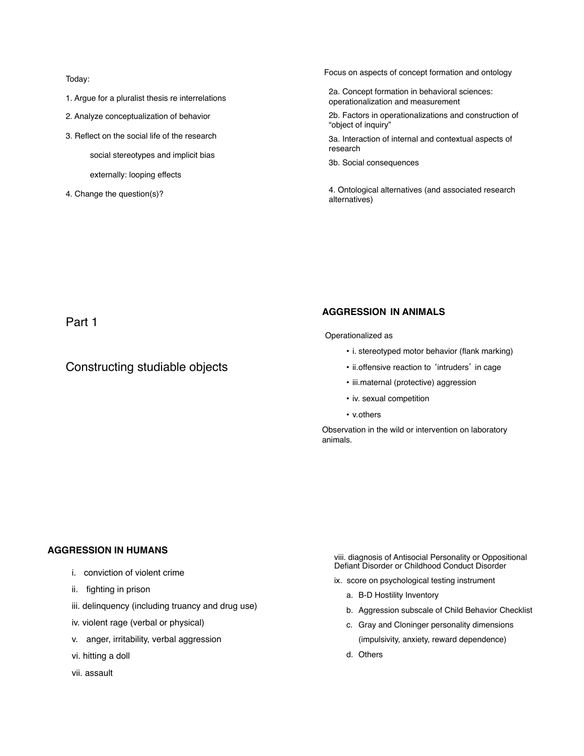Today:

1. Argue for a pluralist thesis re interrelations
2. Analyze conceptualization of behavior
3. Reflect on the social life of the research

    social stereotypes and implicit bias

    externally: looping effects

4. Change the question(s)?

Focus on aspects of concept formation and ontology

2a. Concept formation in behavioral sciences: operationalization and measurement

2b. Factors in operationalizations and construction of "object of inquiry"

3a. Interaction of internal and contextual aspects of research

3b. Social consequences

4. Ontological alternatives (and associated research alternatives)

# Part 1

## Constructing studiable objects

**AGGRESSION IN ANIMALS**

Operationalized as

- i. stereotyped motor behavior (flank marking)
- ii.offensive reaction to 'intruders' in cage
- iii.maternal (protective) aggression
- iv. sexual competition
- v.others

Observation in the wild or intervention on laboratory animals.

**AGGRESSION IN HUMANS**

i. conviction of violent crime

ii. fighting in prison

iii. delinquency (including truancy and drug use)

iv. violent rage (verbal or physical)

v. anger, irritability, verbal aggression

vi. hitting a doll

vii. assault

viii. diagnosis of Antisocial Personality or Oppositional Defiant Disorder or Childhood Conduct Disorder

ix. score on psychological testing instrument

a. B-D Hostility Inventory

b. Aggression subscale of Child Behavior Checklist

c. Gray and Cloninger personality dimensions (impulsivity, anxiety, reward dependence)

d. Others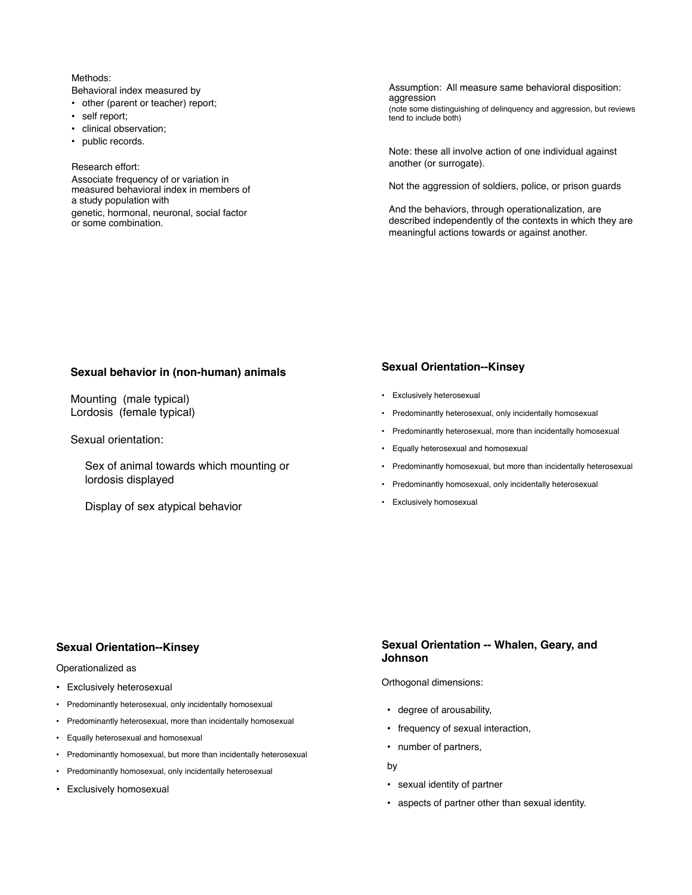Methods:
Behavioral index measured by

- other (parent or teacher) report;
- self report;
- clinical observation;
- public records.

Research effort:
Associate frequency of or variation in measured behavioral index in members of a study population with genetic, hormonal, neuronal, social factor or some combination.

Assumption: All measure same behavioral disposition: aggression
(note some distinguishing of delinquency and aggression, but reviews tend to include both)

Note: these all involve action of one individual against another (or surrogate).

Not the aggression of soldiers, police, or prison guards

And the behaviors, through operationalization, are described independently of the contexts in which they are meaningful actions towards or against another.

**Sexual behavior in (non-human) animals**

Mounting (male typical)
Lordosis (female typical)

Sexual orientation:

Sex of animal towards which mounting or lordosis displayed

Display of sex atypical behavior

**Sexual Orientation--Kinsey**

- Exclusively heterosexual
- Predominantly heterosexual, only incidentally homosexual
- Predominantly heterosexual, more than incidentally homosexual
- Equally heterosexual and homosexual
- Predominantly homosexual, but more than incidentally heterosexual
- Predominantly homosexual, only incidentally heterosexual
- Exclusively homosexual

**Sexual Orientation--Kinsey**

Operationalized as

- Exclusively heterosexual
- Predominantly heterosexual, only incidentally homosexual
- Predominantly heterosexual, more than incidentally homosexual
- Equally heterosexual and homosexual
- Predominantly homosexual, but more than incidentally heterosexual
- Predominantly homosexual, only incidentally heterosexual
- Exclusively homosexual

**Sexual Orientation -- Whalen, Geary, and Johnson**

Orthogonal dimensions:

- degree of arousability,
- frequency of sexual interaction,
- number of partners,

by

- sexual identity of partner
- aspects of partner other than sexual identity.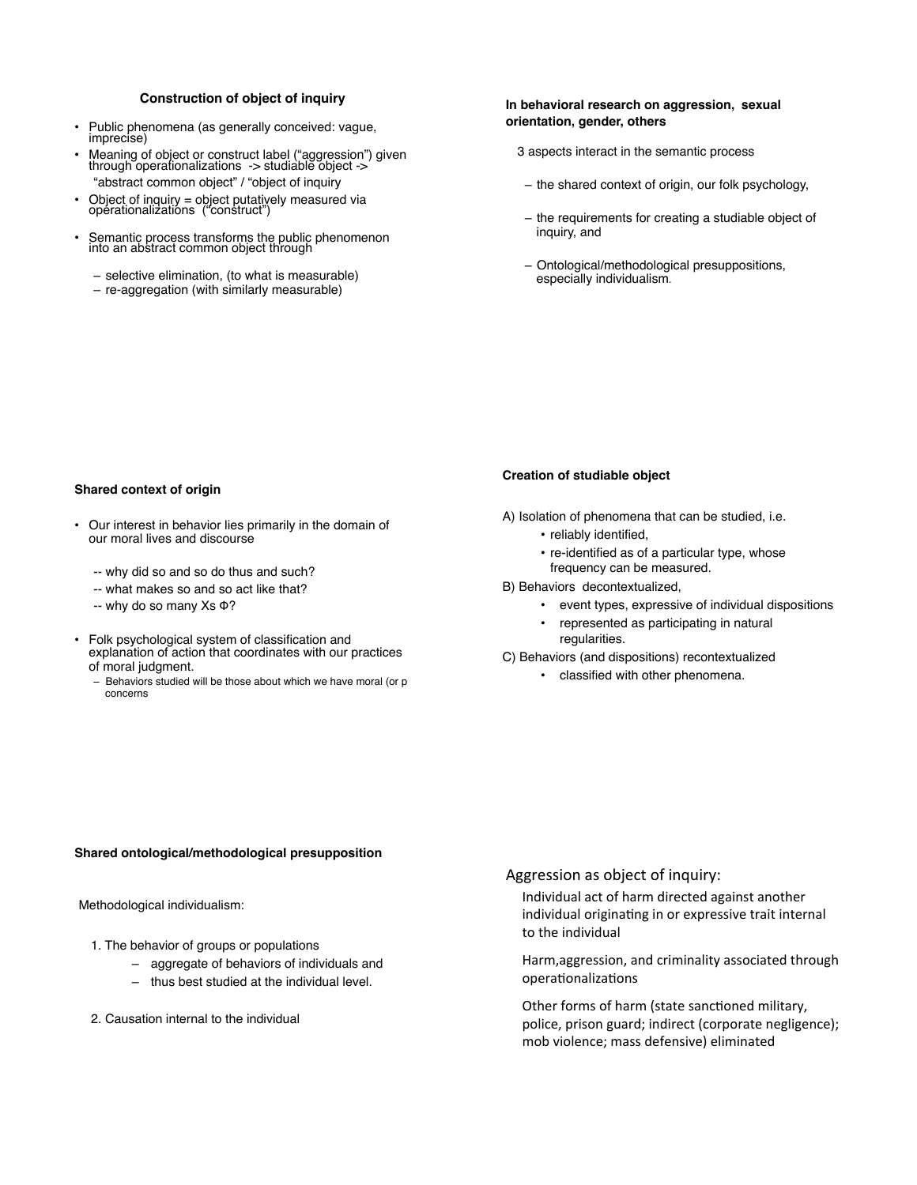## Construction of object of inquiry

- Public phenomena (as generally conceived: vague, imprecise)
- Meaning of object or construct label ("aggression") given through operationalizations -> studiable object -> "abstract common object" / "object of inquiry
- Object of inquiry = object putatively measured via operationalizations ("construct")
- Semantic process transforms the public phenomenon into an abstract common object through
  - selective elimination, (to what is measurable)
  - re-aggregation (with similarly measurable)

## In behavioral research on aggression, sexual orientation, gender, others

3 aspects interact in the semantic process

- the shared context of origin, our folk psychology,
- the requirements for creating a studiable object of inquiry, and
- Ontological/methodological presuppositions, especially individualism.

## Shared context of origin

- Our interest in behavior lies primarily in the domain of our moral lives and discourse
  - -- why did so and so do thus and such?
  - -- what makes so and so act like that?
  - -- why do so many Xs Φ?
- Folk psychological system of classification and explanation of action that coordinates with our practices of moral judgment.
  - Behaviors studied will be those about which we have moral (or p concerns

## Creation of studiable object

A) Isolation of phenomena that can be studied, i.e.
- reliably identified,
- re-identified as of a particular type, whose frequency can be measured.

B) Behaviors decontextualized,
- event types, expressive of individual dispositions
- represented as participating in natural regularities.

C) Behaviors (and dispositions) recontextualized
- classified with other phenomena.

## Shared ontological/methodological presupposition

Methodological individualism:

1. The behavior of groups or populations
   - aggregate of behaviors of individuals and
   - thus best studied at the individual level.
2. Causation internal to the individual

## Aggression as object of inquiry:

Individual act of harm directed against another individual originating in or expressive trait internal to the individual

Harm,aggression, and criminality associated through operationalizations

Other forms of harm (state sanctioned military, police, prison guard; indirect (corporate negligence); mob violence; mass defensive) eliminated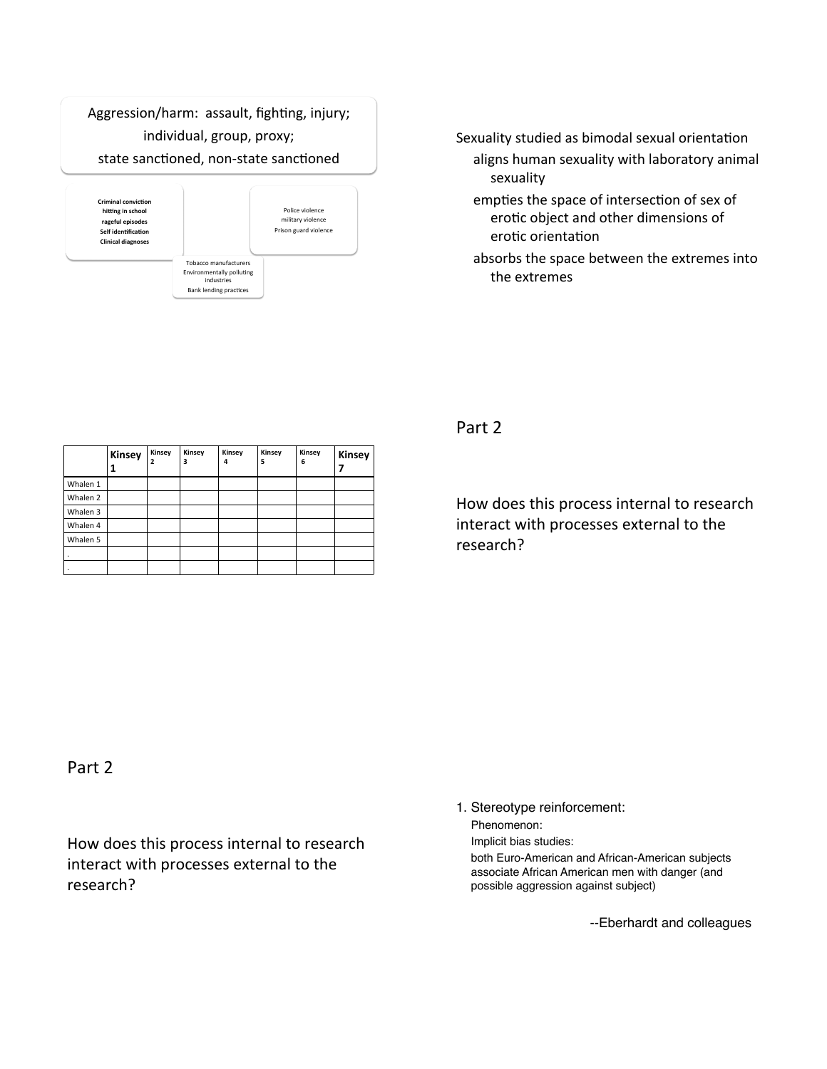Aggression/harm: assault, fighting, injury;
individual, group, proxy;
state sanctioned, non-state sanctioned

**Criminal conviction**
**hitting in school**
**rageful episodes**
**Self identification**
**Clinical diagnoses**

Police violence
military violence
Prison guard violence

Tobacco manufacturers
Environmentally polluting industries
Bank lending practices

Sexuality studied as bimodal sexual orientation

- aligns human sexuality with laboratory animal sexuality
- empties the space of intersection of sex of erotic object and other dimensions of erotic orientation
- absorbs the space between the extremes into the extremes

| | Kinsey 1 | Kinsey 2 | Kinsey 3 | Kinsey 4 | Kinsey 5 | Kinsey 6 | Kinsey 7 |
|---|---|---|---|---|---|---|---|
| Whalen 1 | | | | | | | |
| Whalen 2 | | | | | | | |
| Whalen 3 | | | | | | | |
| Whalen 4 | | | | | | | |
| Whalen 5 | | | | | | | |
| . | | | | | | | |
| . | | | | | | | |

## Part 2

How does this process internal to research interact with processes external to the research?

## Part 2

How does this process internal to research interact with processes external to the research?

1. Stereotype reinforcement:

   Phenomenon:

   Implicit bias studies:

   both Euro-American and African-American subjects associate African American men with danger (and possible aggression against subject)

--Eberhardt and colleagues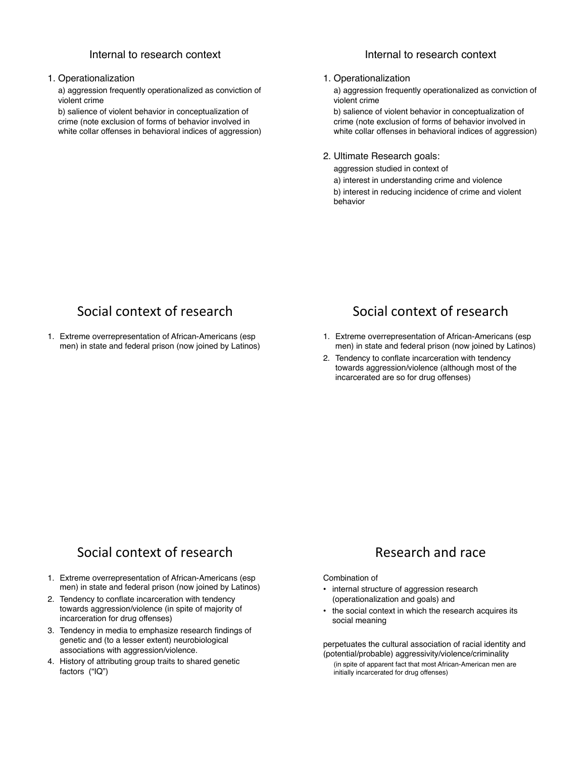## Internal to research context

1. Operationalization
   a) aggression frequently operationalized as conviction of violent crime
   b) salience of violent behavior in conceptualization of crime (note exclusion of forms of behavior involved in white collar offenses in behavioral indices of aggression)

## Internal to research context

1. Operationalization
   a) aggression frequently operationalized as conviction of violent crime
   b) salience of violent behavior in conceptualization of crime (note exclusion of forms of behavior involved in white collar offenses in behavioral indices of aggression)

2. Ultimate Research goals:
   aggression studied in context of
   a) interest in understanding crime and violence
   b) interest in reducing incidence of crime and violent behavior

## Social context of research

1. Extreme overrepresentation of African-Americans (esp men) in state and federal prison (now joined by Latinos)

## Social context of research

1. Extreme overrepresentation of African-Americans (esp men) in state and federal prison (now joined by Latinos)
2. Tendency to conflate incarceration with tendency towards aggression/violence (although most of the incarcerated are so for drug offenses)

## Social context of research

1. Extreme overrepresentation of African-Americans (esp men) in state and federal prison (now joined by Latinos)
2. Tendency to conflate incarceration with tendency towards aggression/violence (in spite of majority of incarceration for drug offenses)
3. Tendency in media to emphasize research findings of genetic and (to a lesser extent) neurobiological associations with aggression/violence.
4. History of attributing group traits to shared genetic factors ("IQ")

## Research and race

Combination of

- internal structure of aggression research (operationalization and goals) and
- the social context in which the research acquires its social meaning

perpetuates the cultural association of racial identity and (potential/probable) aggressivity/violence/criminality

(in spite of apparent fact that most African-American men are initially incarcerated for drug offenses)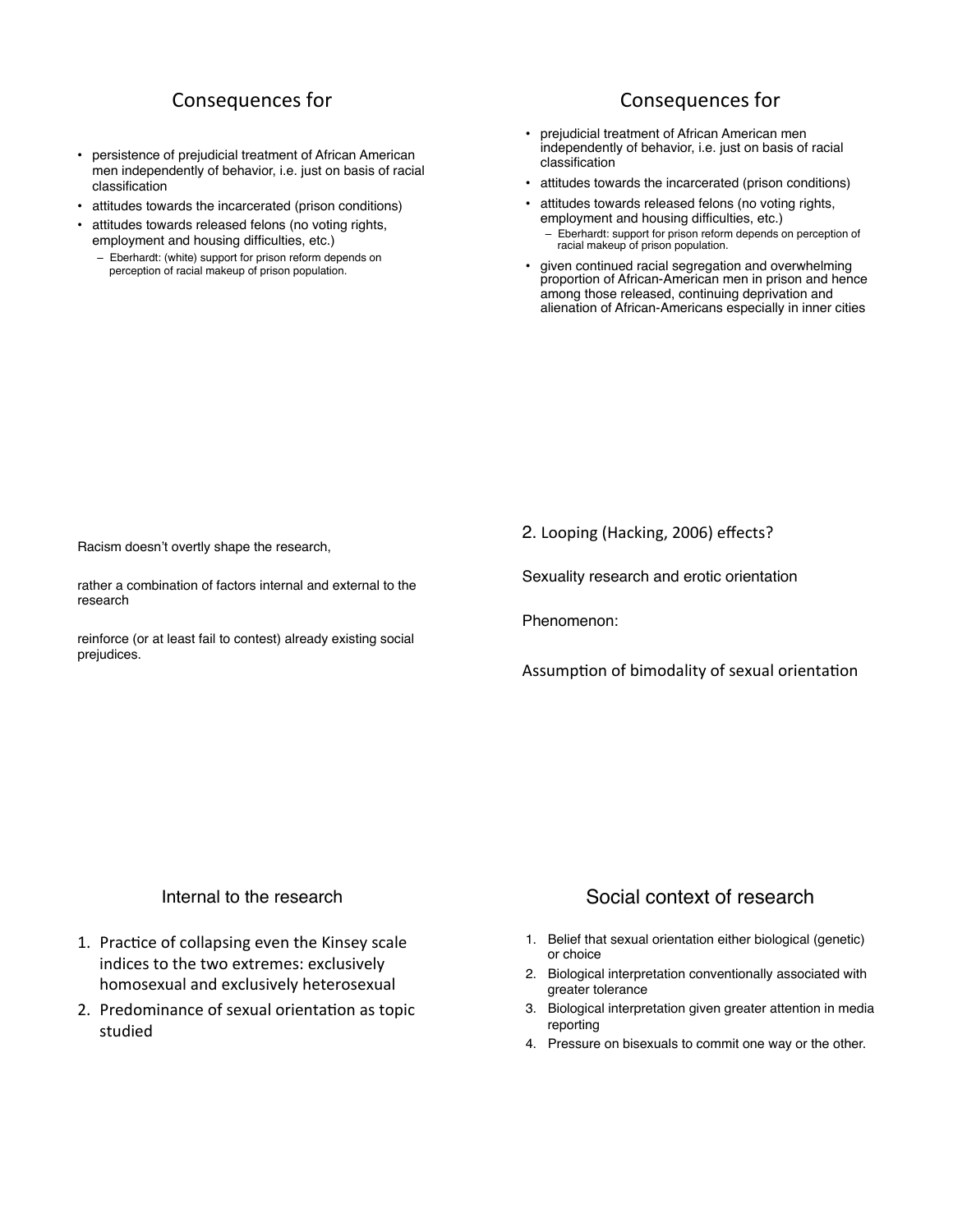## Consequences for

- persistence of prejudicial treatment of African American men independently of behavior, i.e. just on basis of racial classification
- attitudes towards the incarcerated (prison conditions)
- attitudes towards released felons (no voting rights, employment and housing difficulties, etc.)
  - Eberhardt: (white) support for prison reform depends on perception of racial makeup of prison population.

## Consequences for

- prejudicial treatment of African American men independently of behavior, i.e. just on basis of racial classification
- attitudes towards the incarcerated (prison conditions)
- attitudes towards released felons (no voting rights, employment and housing difficulties, etc.)
  - Eberhardt: support for prison reform depends on perception of racial makeup of prison population.
- given continued racial segregation and overwhelming proportion of African-American men in prison and hence among those released, continuing deprivation and alienation of African-Americans especially in inner cities

Racism doesn't overtly shape the research,

rather a combination of factors internal and external to the research

reinforce (or at least fail to contest) already existing social prejudices.

2. Looping (Hacking, 2006) effects?

Sexuality research and erotic orientation

Phenomenon:

Assumption of bimodality of sexual orientation

## Internal to the research

1. Practice of collapsing even the Kinsey scale indices to the two extremes: exclusively homosexual and exclusively heterosexual
2. Predominance of sexual orientation as topic studied

## Social context of research

1. Belief that sexual orientation either biological (genetic) or choice
2. Biological interpretation conventionally associated with greater tolerance
3. Biological interpretation given greater attention in media reporting
4. Pressure on bisexuals to commit one way or the other.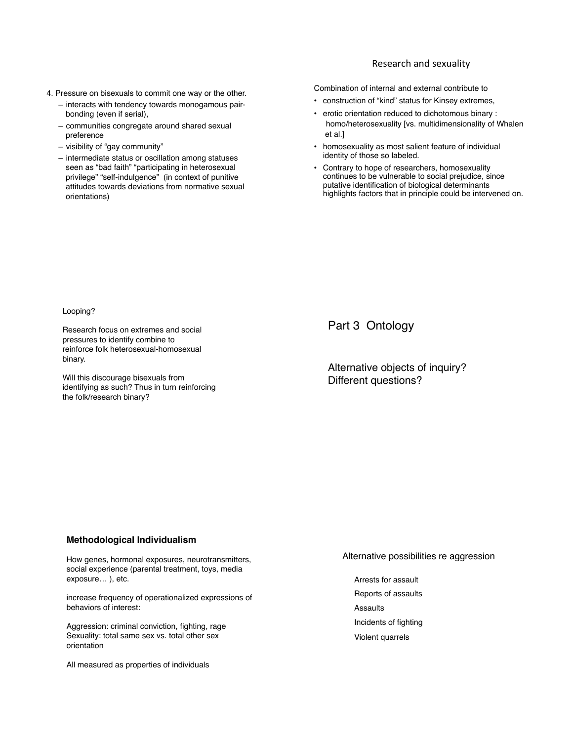4. Pressure on bisexuals to commit one way or the other.
   - interacts with tendency towards monogamous pair-bonding (even if serial),
   - communities congregate around shared sexual preference
   - visibility of "gay community"
   - intermediate status or oscillation among statuses seen as "bad faith" "participating in heterosexual privilege" "self-indulgence" (in context of punitive attitudes towards deviations from normative sexual orientations)

## Research and sexuality

Combination of internal and external contribute to

- construction of "kind" status for Kinsey extremes,
- erotic orientation reduced to dichotomous binary : homo/heterosexuality [vs. multidimensionality of Whalen et al.]
- homosexuality as most salient feature of individual identity of those so labeled.
- Contrary to hope of researchers, homosexuality continues to be vulnerable to social prejudice, since putative identification of biological determinants highlights factors that in principle could be intervened on.

Looping?

Research focus on extremes and social pressures to identify combine to reinforce folk heterosexual-homosexual binary.

Will this discourage bisexuals from identifying as such? Thus in turn reinforcing the folk/research binary?

# Part 3 Ontology

Alternative objects of inquiry?
Different questions?

**Methodological Individualism**

How genes, hormonal exposures, neurotransmitters, social experience (parental treatment, toys, media exposure… ), etc.

increase frequency of operationalized expressions of behaviors of interest:

Aggression: criminal conviction, fighting, rage
Sexuality: total same sex vs. total other sex orientation

All measured as properties of individuals

Alternative possibilities re aggression

- Arrests for assault
- Reports of assaults
- Assaults
- Incidents of fighting
- Violent quarrels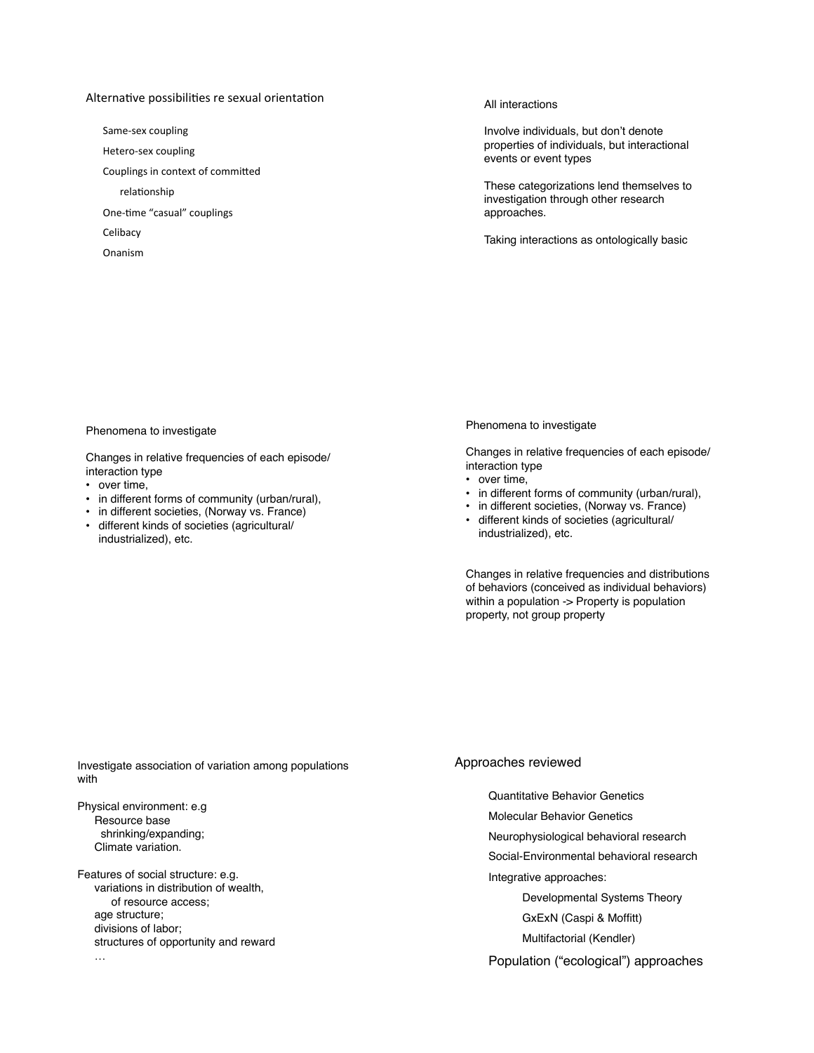Alternative possibilities re sexual orientation

- Same-sex coupling
- Hetero-sex coupling
- Couplings in context of committed relationship
- One-time "casual" couplings
- Celibacy
- Onanism

All interactions

Involve individuals, but don't denote properties of individuals, but interactional events or event types

These categorizations lend themselves to investigation through other research approaches.

Taking interactions as ontologically basic

Phenomena to investigate

Changes in relative frequencies of each episode/interaction type

- over time,
- in different forms of community (urban/rural),
- in different societies, (Norway vs. France)
- different kinds of societies (agricultural/industrialized), etc.

Phenomena to investigate

Changes in relative frequencies of each episode/interaction type

- over time,
- in different forms of community (urban/rural),
- in different societies, (Norway vs. France)
- different kinds of societies (agricultural/industrialized), etc.

Changes in relative frequencies and distributions of behaviors (conceived as individual behaviors) within a population -> Property is population property, not group property

Investigate association of variation among populations with

Physical environment: e.g

- Resource base shrinking/expanding;
- Climate variation.

Features of social structure: e.g.

- variations in distribution of wealth, of resource access;
- age structure;
- divisions of labor;
- structures of opportunity and reward
- …

Approaches reviewed

- Quantitative Behavior Genetics
- Molecular Behavior Genetics
- Neurophysiological behavioral research
- Social-Environmental behavioral research
- Integrative approaches:
  - Developmental Systems Theory
  - GxExN (Caspi & Moffitt)
  - Multifactorial (Kendler)
- Population ("ecological") approaches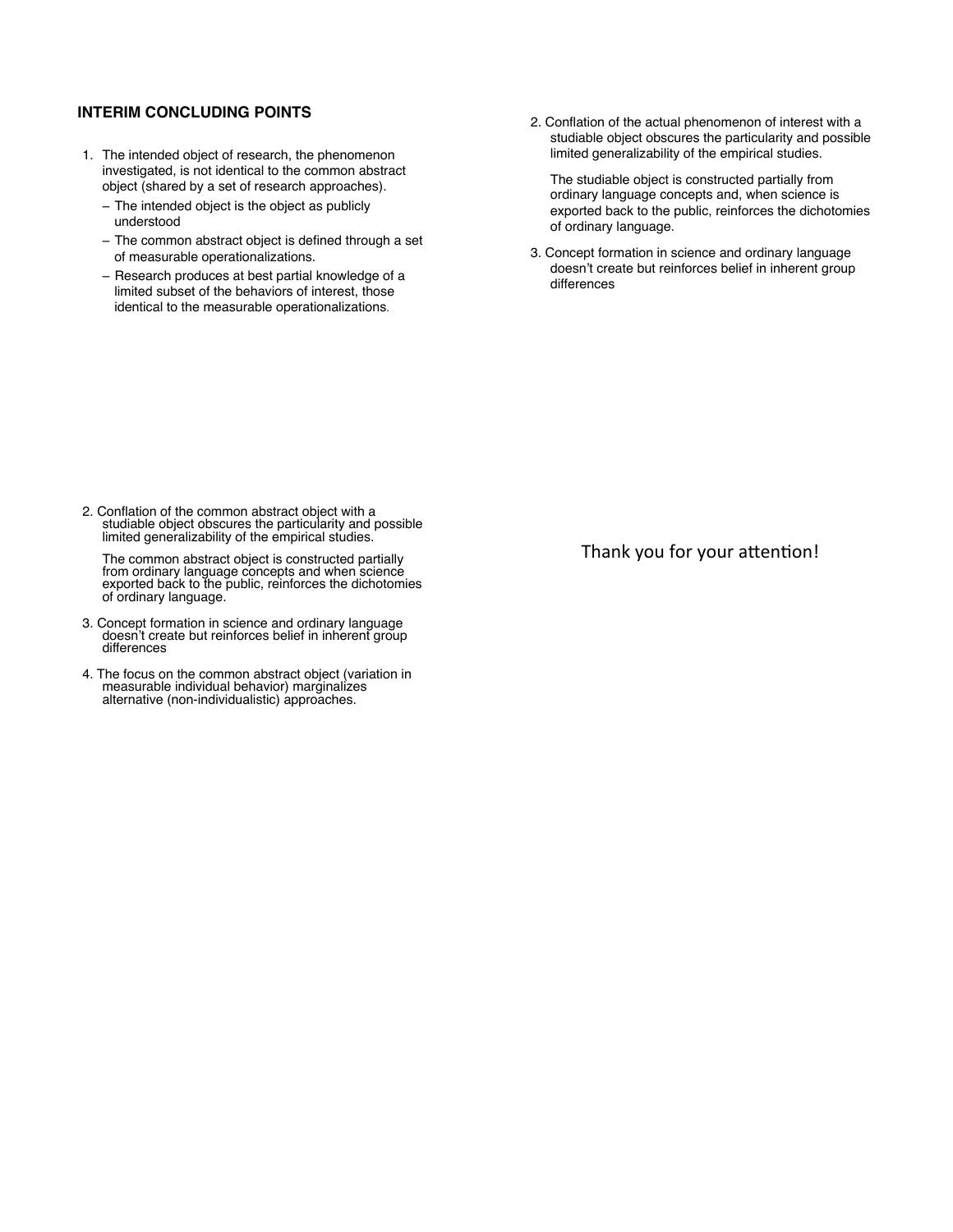### INTERIM CONCLUDING POINTS

1. The intended object of research, the phenomenon investigated, is not identical to the common abstract object (shared by a set of research approaches).
   - The intended object is the object as publicly understood
   - The common abstract object is defined through a set of measurable operationalizations.
   - Research produces at best partial knowledge of a limited subset of the behaviors of interest, those identical to the measurable operationalizations.

2. Conflation of the actual phenomenon of interest with a studiable object obscures the particularity and possible limited generalizability of the empirical studies.

   The studiable object is constructed partially from ordinary language concepts and, when science is exported back to the public, reinforces the dichotomies of ordinary language.

3. Concept formation in science and ordinary language doesn't create but reinforces belief in inherent group differences

2. Conflation of the common abstract object with a studiable object obscures the particularity and possible limited generalizability of the empirical studies.

   The common abstract object is constructed partially from ordinary language concepts and when science exported back to the public, reinforces the dichotomies of ordinary language.

3. Concept formation in science and ordinary language doesn't create but reinforces belief in inherent group differences

4. The focus on the common abstract object (variation in measurable individual behavior) marginalizes alternative (non-individualistic) approaches.

Thank you for your attention!